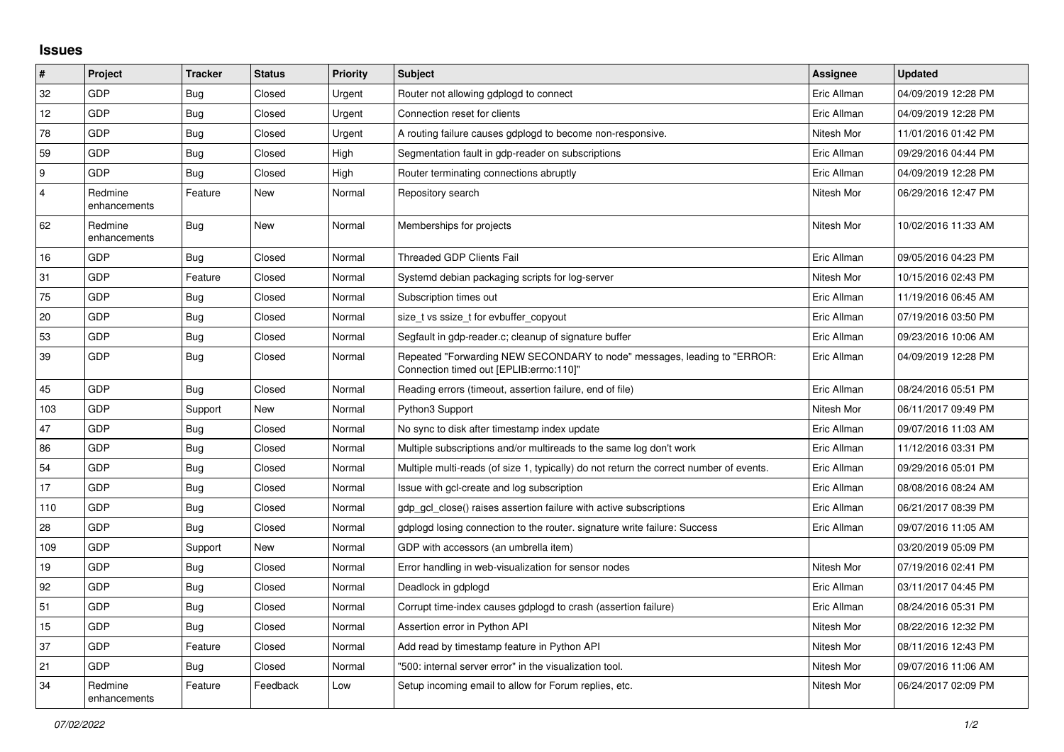## Issues

| # | Project | Tracker | Status | Priority | Subject | Assignee | Updated |
|---|---|---|---|---|---|---|---|
| 32 | GDP | Bug | Closed | Urgent | Router not allowing gdplogd to connect | Eric Allman | 04/09/2019 12:28 PM |
| 12 | GDP | Bug | Closed | Urgent | Connection reset for clients | Eric Allman | 04/09/2019 12:28 PM |
| 78 | GDP | Bug | Closed | Urgent | A routing failure causes gdplogd to become non-responsive. | Nitesh Mor | 11/01/2016 01:42 PM |
| 59 | GDP | Bug | Closed | High | Segmentation fault in gdp-reader on subscriptions | Eric Allman | 09/29/2016 04:44 PM |
| 9 | GDP | Bug | Closed | High | Router terminating connections abruptly | Eric Allman | 04/09/2019 12:28 PM |
| 4 | Redmine enhancements | Feature | New | Normal | Repository search | Nitesh Mor | 06/29/2016 12:47 PM |
| 62 | Redmine enhancements | Bug | New | Normal | Memberships for projects | Nitesh Mor | 10/02/2016 11:33 AM |
| 16 | GDP | Bug | Closed | Normal | Threaded GDP Clients Fail | Eric Allman | 09/05/2016 04:23 PM |
| 31 | GDP | Feature | Closed | Normal | Systemd debian packaging scripts for log-server | Nitesh Mor | 10/15/2016 02:43 PM |
| 75 | GDP | Bug | Closed | Normal | Subscription times out | Eric Allman | 11/19/2016 06:45 AM |
| 20 | GDP | Bug | Closed | Normal | size_t vs ssize_t for evbuffer_copyout | Eric Allman | 07/19/2016 03:50 PM |
| 53 | GDP | Bug | Closed | Normal | Segfault in gdp-reader.c; cleanup of signature buffer | Eric Allman | 09/23/2016 10:06 AM |
| 39 | GDP | Bug | Closed | Normal | Repeated "Forwarding NEW SECONDARY to node" messages, leading to "ERROR: Connection timed out [EPLIB:errno:110]" | Eric Allman | 04/09/2019 12:28 PM |
| 45 | GDP | Bug | Closed | Normal | Reading errors (timeout, assertion failure, end of file) | Eric Allman | 08/24/2016 05:51 PM |
| 103 | GDP | Support | New | Normal | Python3 Support | Nitesh Mor | 06/11/2017 09:49 PM |
| 47 | GDP | Bug | Closed | Normal | No sync to disk after timestamp index update | Eric Allman | 09/07/2016 11:03 AM |
| 86 | GDP | Bug | Closed | Normal | Multiple subscriptions and/or multireads to the same log don't work | Eric Allman | 11/12/2016 03:31 PM |
| 54 | GDP | Bug | Closed | Normal | Multiple multi-reads (of size 1, typically) do not return the correct number of events. | Eric Allman | 09/29/2016 05:01 PM |
| 17 | GDP | Bug | Closed | Normal | Issue with gcl-create and log subscription | Eric Allman | 08/08/2016 08:24 AM |
| 110 | GDP | Bug | Closed | Normal | gdp_gcl_close() raises assertion failure with active subscriptions | Eric Allman | 06/21/2017 08:39 PM |
| 28 | GDP | Bug | Closed | Normal | gdplogd losing connection to the router. signature write failure: Success | Eric Allman | 09/07/2016 11:05 AM |
| 109 | GDP | Support | New | Normal | GDP with accessors (an umbrella item) | | 03/20/2019 05:09 PM |
| 19 | GDP | Bug | Closed | Normal | Error handling in web-visualization for sensor nodes | Nitesh Mor | 07/19/2016 02:41 PM |
| 92 | GDP | Bug | Closed | Normal | Deadlock in gdplogd | Eric Allman | 03/11/2017 04:45 PM |
| 51 | GDP | Bug | Closed | Normal | Corrupt time-index causes gdplogd to crash (assertion failure) | Eric Allman | 08/24/2016 05:31 PM |
| 15 | GDP | Bug | Closed | Normal | Assertion error in Python API | Nitesh Mor | 08/22/2016 12:32 PM |
| 37 | GDP | Feature | Closed | Normal | Add read by timestamp feature in Python API | Nitesh Mor | 08/11/2016 12:43 PM |
| 21 | GDP | Bug | Closed | Normal | "500: internal server error" in the visualization tool. | Nitesh Mor | 09/07/2016 11:06 AM |
| 34 | Redmine enhancements | Feature | Feedback | Low | Setup incoming email to allow for Forum replies, etc. | Nitesh Mor | 06/24/2017 02:09 PM |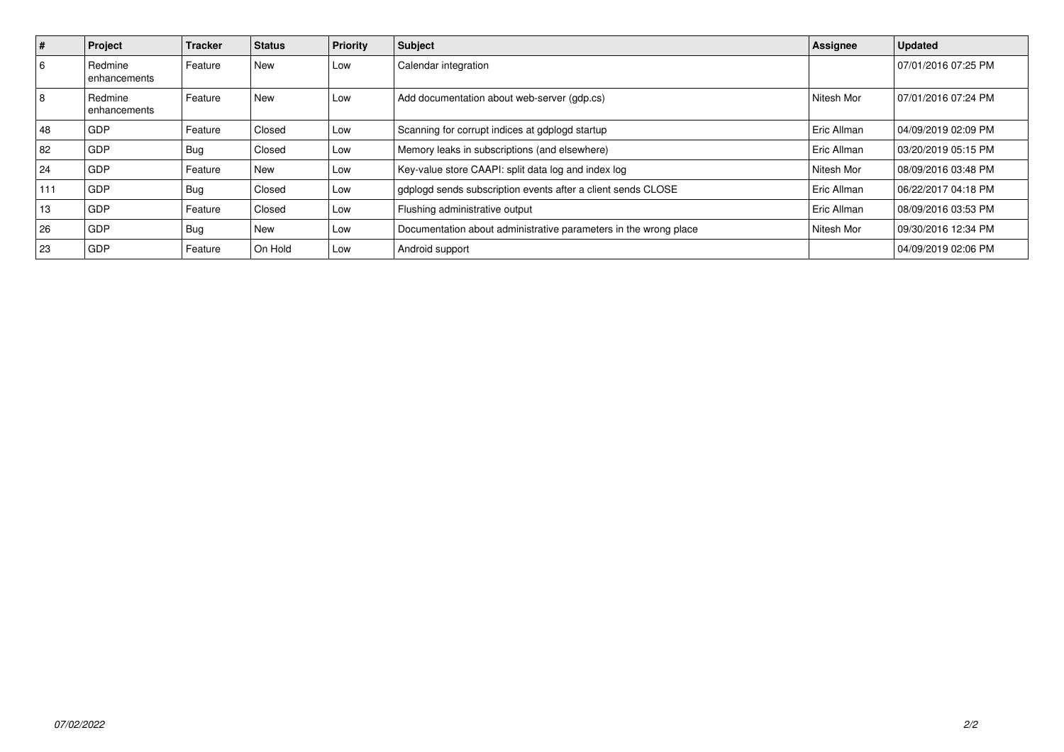| # | Project | Tracker | Status | Priority | Subject | Assignee | Updated |
| --- | --- | --- | --- | --- | --- | --- | --- |
| 6 | Redmine enhancements | Feature | New | Low | Calendar integration | | 07/01/2016 07:25 PM |
| 8 | Redmine enhancements | Feature | New | Low | Add documentation about web-server (gdp.cs) | Nitesh Mor | 07/01/2016 07:24 PM |
| 48 | GDP | Feature | Closed | Low | Scanning for corrupt indices at gdplogd startup | Eric Allman | 04/09/2019 02:09 PM |
| 82 | GDP | Bug | Closed | Low | Memory leaks in subscriptions (and elsewhere) | Eric Allman | 03/20/2019 05:15 PM |
| 24 | GDP | Feature | New | Low | Key-value store CAAPI: split data log and index log | Nitesh Mor | 08/09/2016 03:48 PM |
| 111 | GDP | Bug | Closed | Low | gdplogd sends subscription events after a client sends CLOSE | Eric Allman | 06/22/2017 04:18 PM |
| 13 | GDP | Feature | Closed | Low | Flushing administrative output | Eric Allman | 08/09/2016 03:53 PM |
| 26 | GDP | Bug | New | Low | Documentation about administrative parameters in the wrong place | Nitesh Mor | 09/30/2016 12:34 PM |
| 23 | GDP | Feature | On Hold | Low | Android support | | 04/09/2019 02:06 PM |

*07/02/2022*